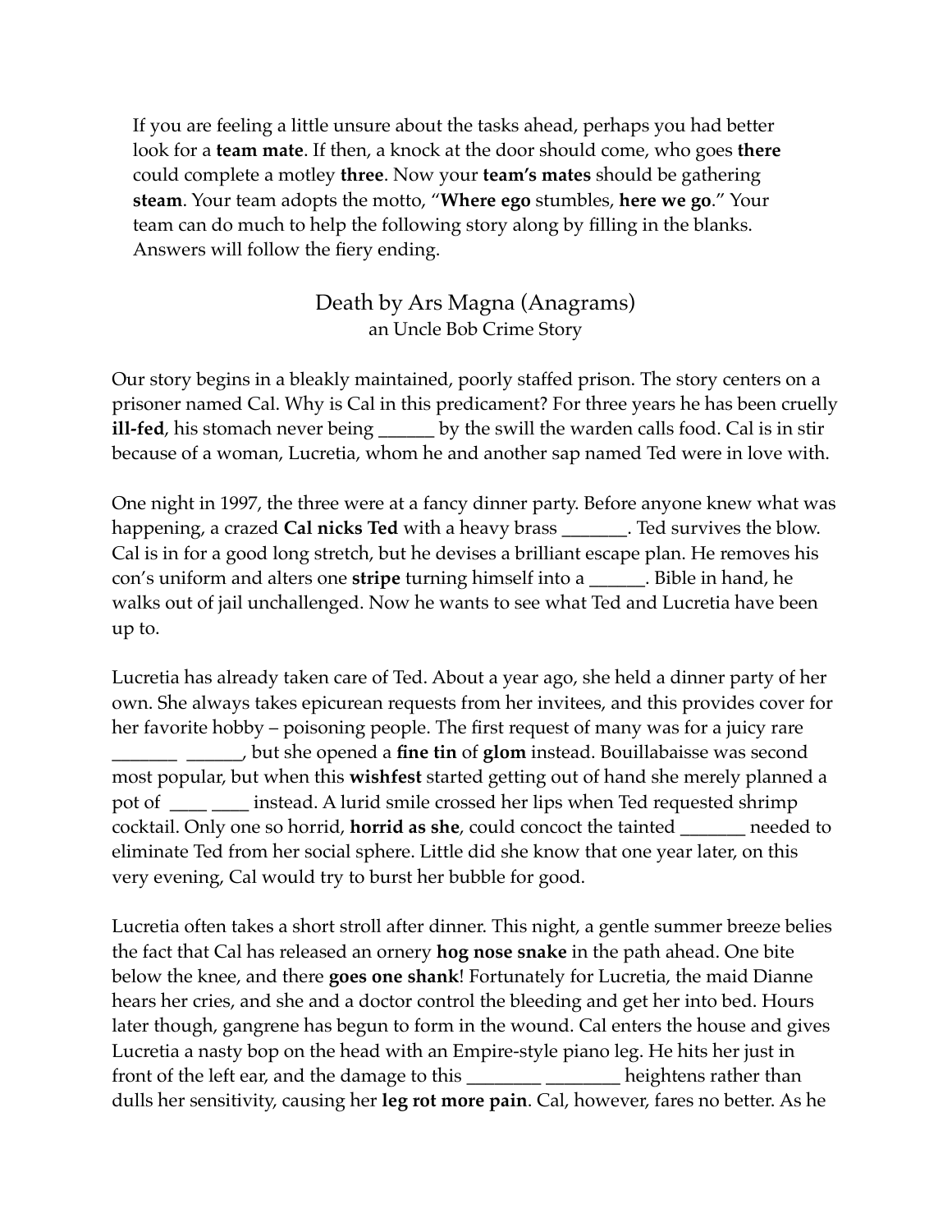If you are feeling a little unsure about the tasks ahead, perhaps you had better look for a **team mate**. If then, a knock at the door should come, who goes **there** could complete a motley **three**. Now your **team's mates** should be gathering **steam**. Your team adopts the motto, "**Where ego** stumbles, **here we go**." Your team can do much to help the following story along by filling in the blanks. Answers will follow the fiery ending.

## Death by Ars Magna (Anagrams)

an Uncle Bob Crime Story

Our story begins in a bleakly maintained, poorly staffed prison. The story centers on a prisoner named Cal. Why is Cal in this predicament? For three years he has been cruelly **ill-fed**, his stomach never being ______ by the swill the warden calls food. Cal is in stir because of a woman, Lucretia, whom he and another sap named Ted were in love with.

One night in 1997, the three were at a fancy dinner party. Before anyone knew what was happening, a crazed **Cal nicks Ted** with a heavy brass _______. Ted survives the blow. Cal is in for a good long stretch, but he devises a brilliant escape plan. He removes his con's uniform and alters one **stripe** turning himself into a ______. Bible in hand, he walks out of jail unchallenged. Now he wants to see what Ted and Lucretia have been up to.

Lucretia has already taken care of Ted. About a year ago, she held a dinner party of her own. She always takes epicurean requests from her invitees, and this provides cover for her favorite hobby – poisoning people. The first request of many was for a juicy rare _______ ______, but she opened a **fine tin** of **glom** instead. Bouillabaisse was second most popular, but when this **wishfest** started getting out of hand she merely planned a pot of ____ ____ instead. A lurid smile crossed her lips when Ted requested shrimp cocktail. Only one so horrid, **horrid as she**, could concoct the tainted _______ needed to eliminate Ted from her social sphere. Little did she know that one year later, on this very evening, Cal would try to burst her bubble for good.

Lucretia often takes a short stroll after dinner. This night, a gentle summer breeze belies the fact that Cal has released an ornery **hog nose snake** in the path ahead. One bite below the knee, and there **goes one shank**! Fortunately for Lucretia, the maid Dianne hears her cries, and she and a doctor control the bleeding and get her into bed. Hours later though, gangrene has begun to form in the wound. Cal enters the house and gives Lucretia a nasty bop on the head with an Empire-style piano leg. He hits her just in front of the left ear, and the damage to this ________ ________ heightens rather than dulls her sensitivity, causing her **leg rot more pain**. Cal, however, fares no better. As he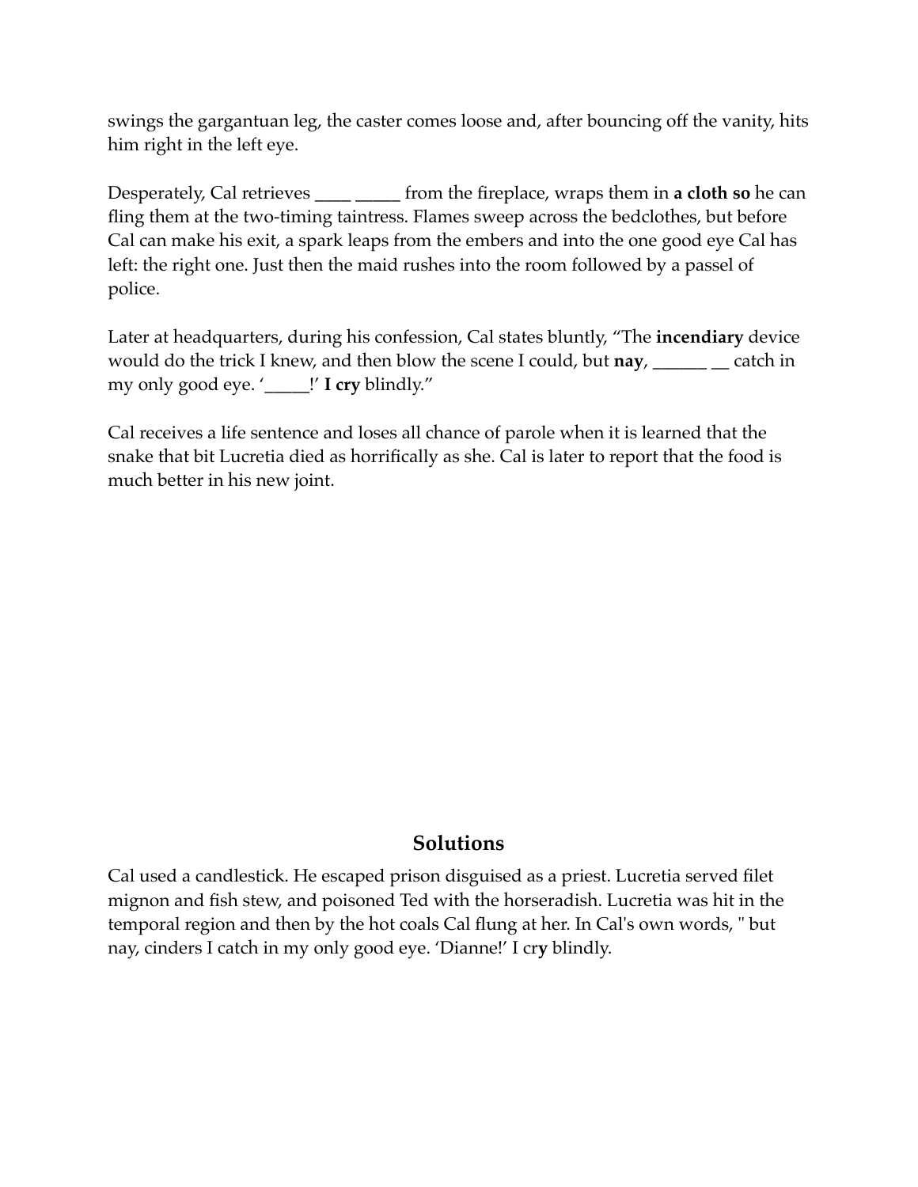swings the gargantuan leg, the caster comes loose and, after bouncing off the vanity, hits him right in the left eye.

Desperately, Cal retrieves ____ _____ from the fireplace, wraps them in **a cloth so** he can fling them at the two-timing taintress. Flames sweep across the bedclothes, but before Cal can make his exit, a spark leaps from the embers and into the one good eye Cal has left: the right one. Just then the maid rushes into the room followed by a passel of police.

Later at headquarters, during his confession, Cal states bluntly, "The **incendiary** device would do the trick I knew, and then blow the scene I could, but **nay**, ______ __ catch in my only good eye. '_____!' **I cry** blindly."

Cal receives a life sentence and loses all chance of parole when it is learned that the snake that bit Lucretia died as horrifically as she. Cal is later to report that the food is much better in his new joint.

## Solutions

Cal used a candlestick. He escaped prison disguised as a priest. Lucretia served filet mignon and fish stew, and poisoned Ted with the horseradish. Lucretia was hit in the temporal region and then by the hot coals Cal flung at her. In Cal's own words, " but nay, cinders I catch in my only good eye. 'Dianne!' I cr**y** blindly.